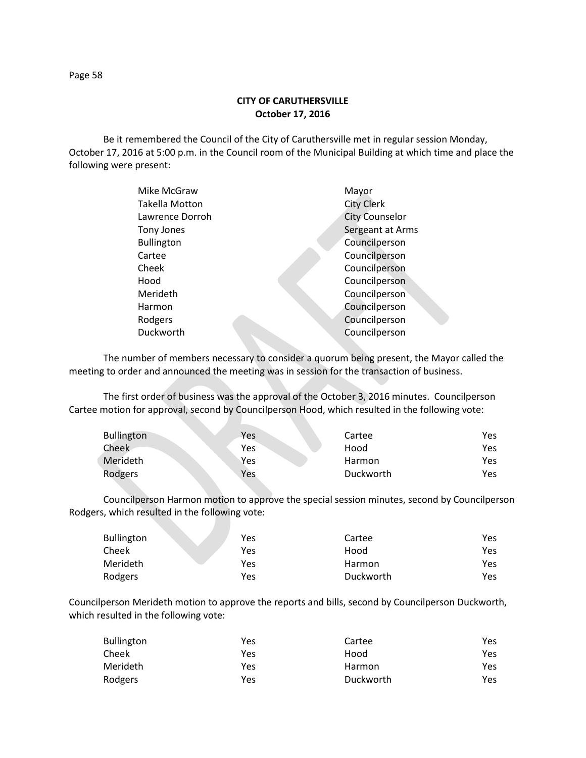**CITY OF CARUTHERSVILLE**
**October 17, 2016**

Be it remembered the Council of the City of Caruthersville met in regular session Monday, October 17, 2016 at 5:00 p.m. in the Council room of the Municipal Building at which time and place the following were present:

| | |
|---|---|
| Mike McGraw | Mayor |
| Takella Motton | City Clerk |
| Lawrence Dorroh | City Counselor |
| Tony Jones | Sergeant at Arms |
| Bullington | Councilperson |
| Cartee | Councilperson |
| Cheek | Councilperson |
| Hood | Councilperson |
| Merideth | Councilperson |
| Harmon | Councilperson |
| Rodgers | Councilperson |
| Duckworth | Councilperson |

The number of members necessary to consider a quorum being present, the Mayor called the meeting to order and announced the meeting was in session for the transaction of business.

The first order of business was the approval of the October 3, 2016 minutes. Councilperson Cartee motion for approval, second by Councilperson Hood, which resulted in the following vote:

| | | | |
|---|---|---|---|
| Bullington | Yes | Cartee | Yes |
| Cheek | Yes | Hood | Yes |
| Merideth | Yes | Harmon | Yes |
| Rodgers | Yes | Duckworth | Yes |

Councilperson Harmon motion to approve the special session minutes, second by Councilperson Rodgers, which resulted in the following vote:

| | | | |
|---|---|---|---|
| Bullington | Yes | Cartee | Yes |
| Cheek | Yes | Hood | Yes |
| Merideth | Yes | Harmon | Yes |
| Rodgers | Yes | Duckworth | Yes |

Councilperson Merideth motion to approve the reports and bills, second by Councilperson Duckworth, which resulted in the following vote:

| | | | |
|---|---|---|---|
| Bullington | Yes | Cartee | Yes |
| Cheek | Yes | Hood | Yes |
| Merideth | Yes | Harmon | Yes |
| Rodgers | Yes | Duckworth | Yes |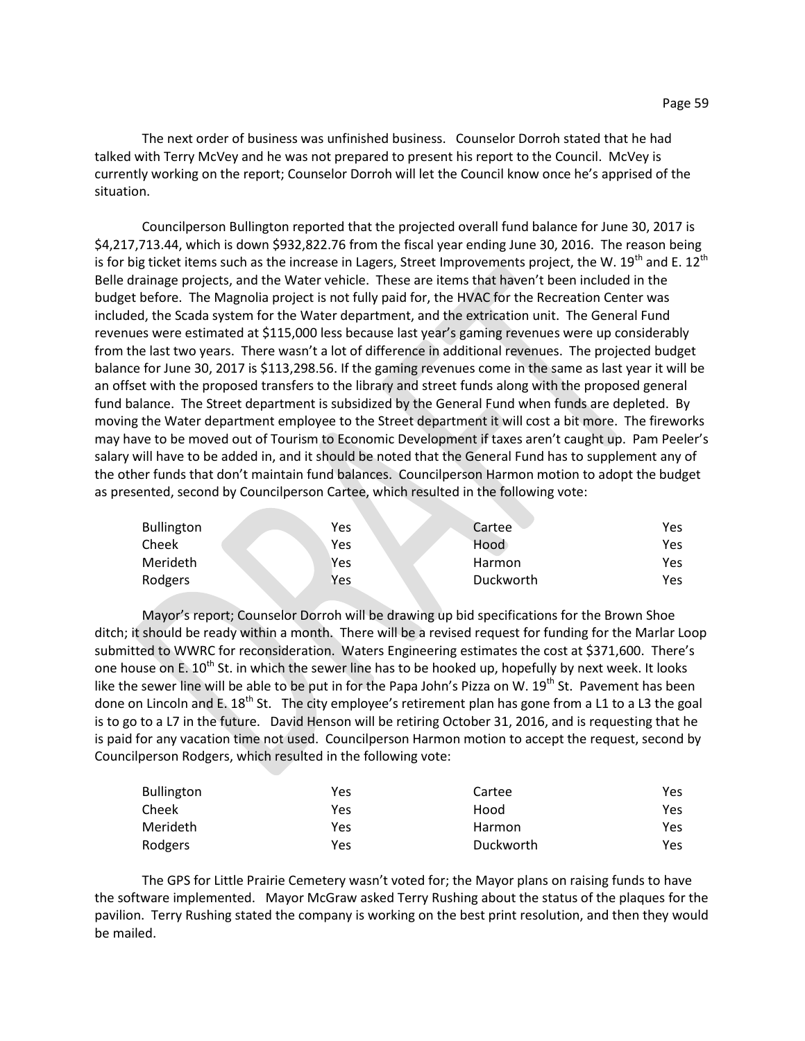The next order of business was unfinished business. Counselor Dorroh stated that he had talked with Terry McVey and he was not prepared to present his report to the Council. McVey is currently working on the report; Counselor Dorroh will let the Council know once he's apprised of the situation.

Councilperson Bullington reported that the projected overall fund balance for June 30, 2017 is $4,217,713.44, which is down $932,822.76 from the fiscal year ending June 30, 2016. The reason being is for big ticket items such as the increase in Lagers, Street Improvements project, the W. 19th and E. 12th Belle drainage projects, and the Water vehicle. These are items that haven't been included in the budget before. The Magnolia project is not fully paid for, the HVAC for the Recreation Center was included, the Scada system for the Water department, and the extrication unit. The General Fund revenues were estimated at $115,000 less because last year's gaming revenues were up considerably from the last two years. There wasn't a lot of difference in additional revenues. The projected budget balance for June 30, 2017 is $113,298.56. If the gaming revenues come in the same as last year it will be an offset with the proposed transfers to the library and street funds along with the proposed general fund balance. The Street department is subsidized by the General Fund when funds are depleted. By moving the Water department employee to the Street department it will cost a bit more. The fireworks may have to be moved out of Tourism to Economic Development if taxes aren't caught up. Pam Peeler's salary will have to be added in, and it should be noted that the General Fund has to supplement any of the other funds that don't maintain fund balances. Councilperson Harmon motion to adopt the budget as presented, second by Councilperson Cartee, which resulted in the following vote:

| | | | |
|---|---|---|---|
| Bullington | Yes | Cartee | Yes |
| Cheek | Yes | Hood | Yes |
| Merideth | Yes | Harmon | Yes |
| Rodgers | Yes | Duckworth | Yes |

Mayor's report; Counselor Dorroh will be drawing up bid specifications for the Brown Shoe ditch; it should be ready within a month. There will be a revised request for funding for the Marlar Loop submitted to WWRC for reconsideration. Waters Engineering estimates the cost at $371,600. There's one house on E. 10th St. in which the sewer line has to be hooked up, hopefully by next week. It looks like the sewer line will be able to be put in for the Papa John's Pizza on W. 19th St. Pavement has been done on Lincoln and E. 18th St. The city employee's retirement plan has gone from a L1 to a L3 the goal is to go to a L7 in the future. David Henson will be retiring October 31, 2016, and is requesting that he is paid for any vacation time not used. Councilperson Harmon motion to accept the request, second by Councilperson Rodgers, which resulted in the following vote:

| | | | |
|---|---|---|---|
| Bullington | Yes | Cartee | Yes |
| Cheek | Yes | Hood | Yes |
| Merideth | Yes | Harmon | Yes |
| Rodgers | Yes | Duckworth | Yes |

The GPS for Little Prairie Cemetery wasn't voted for; the Mayor plans on raising funds to have the software implemented. Mayor McGraw asked Terry Rushing about the status of the plaques for the pavilion. Terry Rushing stated the company is working on the best print resolution, and then they would be mailed.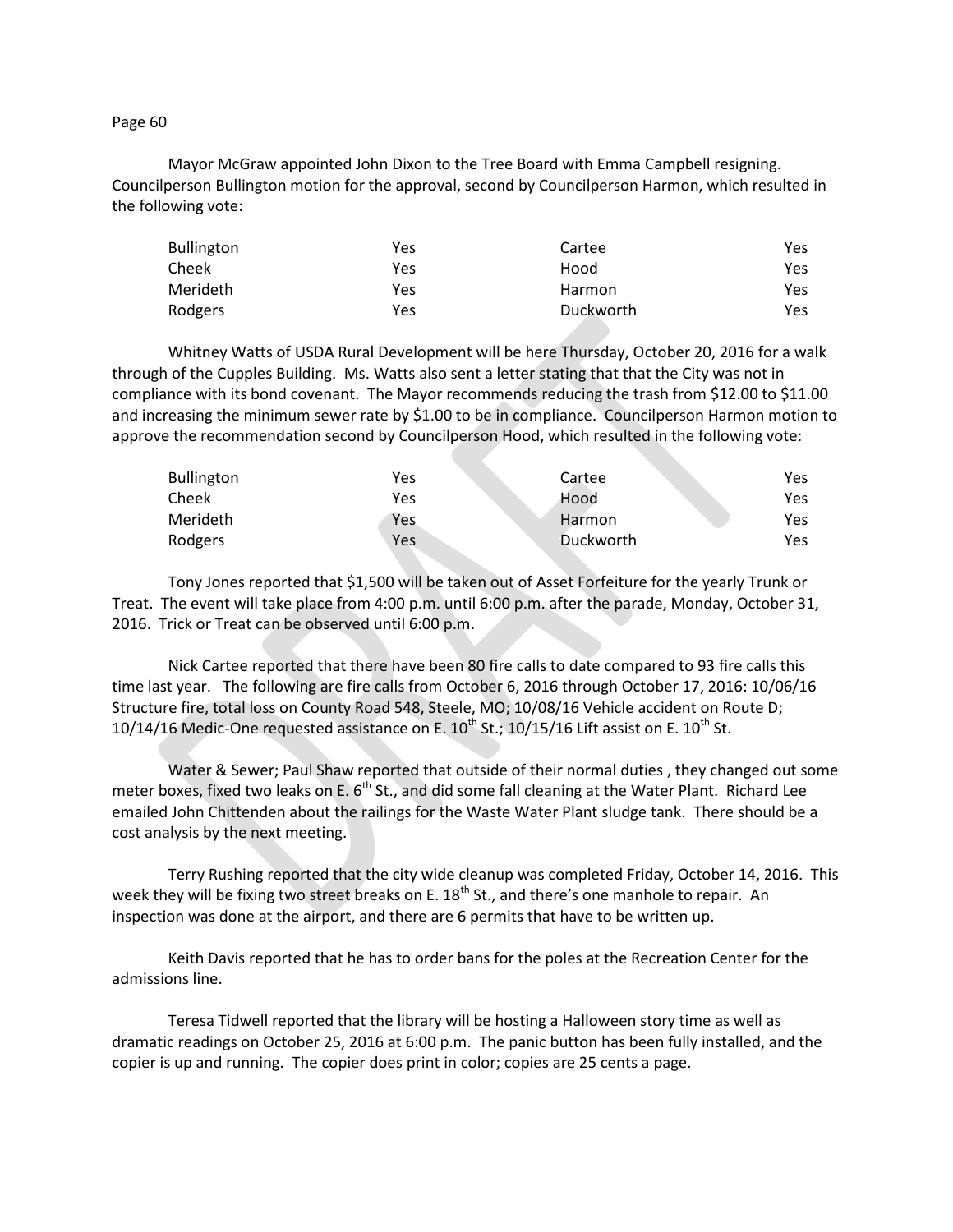Mayor McGraw appointed John Dixon to the Tree Board with Emma Campbell resigning. Councilperson Bullington motion for the approval, second by Councilperson Harmon, which resulted in the following vote:

| | | | |
|---|---|---|---|
| Bullington | Yes | Cartee | Yes |
| Cheek | Yes | Hood | Yes |
| Merideth | Yes | Harmon | Yes |
| Rodgers | Yes | Duckworth | Yes |

Whitney Watts of USDA Rural Development will be here Thursday, October 20, 2016 for a walk through of the Cupples Building. Ms. Watts also sent a letter stating that that the City was not in compliance with its bond covenant. The Mayor recommends reducing the trash from $12.00 to $11.00 and increasing the minimum sewer rate by $1.00 to be in compliance. Councilperson Harmon motion to approve the recommendation second by Councilperson Hood, which resulted in the following vote:

| | | | |
|---|---|---|---|
| Bullington | Yes | Cartee | Yes |
| Cheek | Yes | Hood | Yes |
| Merideth | Yes | Harmon | Yes |
| Rodgers | Yes | Duckworth | Yes |

Tony Jones reported that $1,500 will be taken out of Asset Forfeiture for the yearly Trunk or Treat. The event will take place from 4:00 p.m. until 6:00 p.m. after the parade, Monday, October 31, 2016. Trick or Treat can be observed until 6:00 p.m.

Nick Cartee reported that there have been 80 fire calls to date compared to 93 fire calls this time last year. The following are fire calls from October 6, 2016 through October 17, 2016: 10/06/16 Structure fire, total loss on County Road 548, Steele, MO; 10/08/16 Vehicle accident on Route D; 10/14/16 Medic-One requested assistance on E. 10th St.; 10/15/16 Lift assist on E. 10th St.

Water & Sewer; Paul Shaw reported that outside of their normal duties , they changed out some meter boxes, fixed two leaks on E. 6th St., and did some fall cleaning at the Water Plant. Richard Lee emailed John Chittenden about the railings for the Waste Water Plant sludge tank. There should be a cost analysis by the next meeting.

Terry Rushing reported that the city wide cleanup was completed Friday, October 14, 2016. This week they will be fixing two street breaks on E. 18th St., and there's one manhole to repair. An inspection was done at the airport, and there are 6 permits that have to be written up.

Keith Davis reported that he has to order bans for the poles at the Recreation Center for the admissions line.

Teresa Tidwell reported that the library will be hosting a Halloween story time as well as dramatic readings on October 25, 2016 at 6:00 p.m. The panic button has been fully installed, and the copier is up and running. The copier does print in color; copies are 25 cents a page.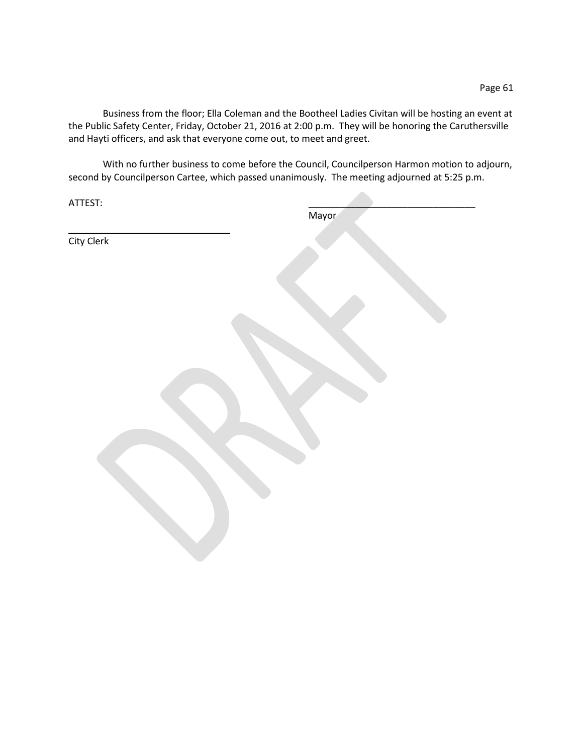Business from the floor; Ella Coleman and the Bootheel Ladies Civitan will be hosting an event at the Public Safety Center, Friday, October 21, 2016 at 2:00 p.m. They will be honoring the Caruthersville and Hayti officers, and ask that everyone come out, to meet and greet.

With no further business to come before the Council, Councilperson Harmon motion to adjourn, second by Councilperson Cartee, which passed unanimously. The meeting adjourned at 5:25 p.m.

ATTEST:

______________________________
Mayor

______________________________
City Clerk

DRAFT